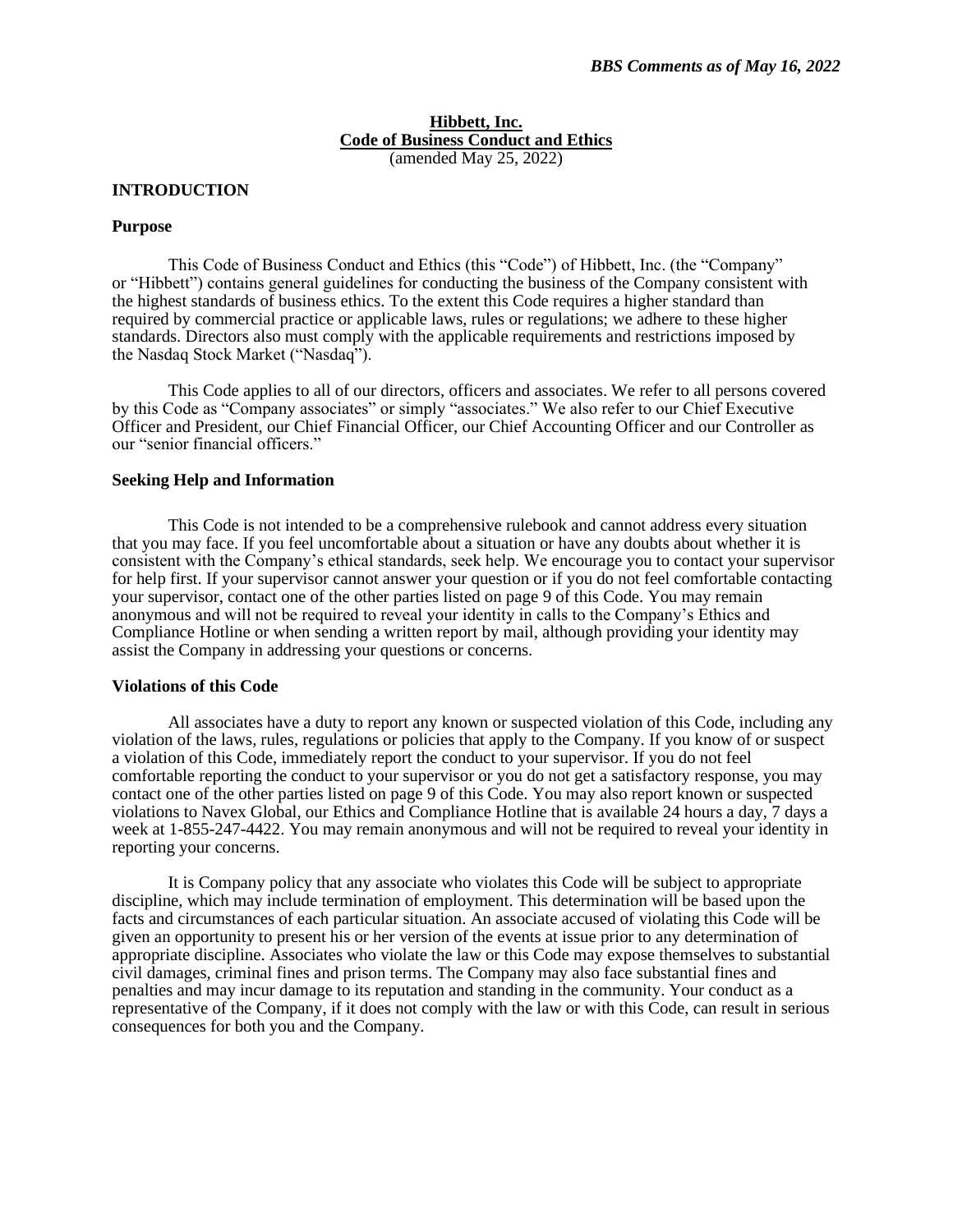*BBS Comments as of May 16, 2022*

**Hibbett, Inc.**
**Code of Business Conduct and Ethics**
(amended May 25, 2022)

## INTRODUCTION

### Purpose

This Code of Business Conduct and Ethics (this "Code") of Hibbett, Inc. (the "Company" or "Hibbett") contains general guidelines for conducting the business of the Company consistent with the highest standards of business ethics. To the extent this Code requires a higher standard than required by commercial practice or applicable laws, rules or regulations; we adhere to these higher standards. Directors also must comply with the applicable requirements and restrictions imposed by the Nasdaq Stock Market ("Nasdaq").

This Code applies to all of our directors, officers and associates. We refer to all persons covered by this Code as "Company associates" or simply "associates." We also refer to our Chief Executive Officer and President, our Chief Financial Officer, our Chief Accounting Officer and our Controller as our "senior financial officers."

### Seeking Help and Information

This Code is not intended to be a comprehensive rulebook and cannot address every situation that you may face. If you feel uncomfortable about a situation or have any doubts about whether it is consistent with the Company's ethical standards, seek help. We encourage you to contact your supervisor for help first. If your supervisor cannot answer your question or if you do not feel comfortable contacting your supervisor, contact one of the other parties listed on page 9 of this Code. You may remain anonymous and will not be required to reveal your identity in calls to the Company's Ethics and Compliance Hotline or when sending a written report by mail, although providing your identity may assist the Company in addressing your questions or concerns.

### Violations of this Code

All associates have a duty to report any known or suspected violation of this Code, including any violation of the laws, rules, regulations or policies that apply to the Company. If you know of or suspect a violation of this Code, immediately report the conduct to your supervisor. If you do not feel comfortable reporting the conduct to your supervisor or you do not get a satisfactory response, you may contact one of the other parties listed on page 9 of this Code. You may also report known or suspected violations to Navex Global, our Ethics and Compliance Hotline that is available 24 hours a day, 7 days a week at 1-855-247-4422. You may remain anonymous and will not be required to reveal your identity in reporting your concerns.

It is Company policy that any associate who violates this Code will be subject to appropriate discipline, which may include termination of employment. This determination will be based upon the facts and circumstances of each particular situation. An associate accused of violating this Code will be given an opportunity to present his or her version of the events at issue prior to any determination of appropriate discipline. Associates who violate the law or this Code may expose themselves to substantial civil damages, criminal fines and prison terms. The Company may also face substantial fines and penalties and may incur damage to its reputation and standing in the community. Your conduct as a representative of the Company, if it does not comply with the law or with this Code, can result in serious consequences for both you and the Company.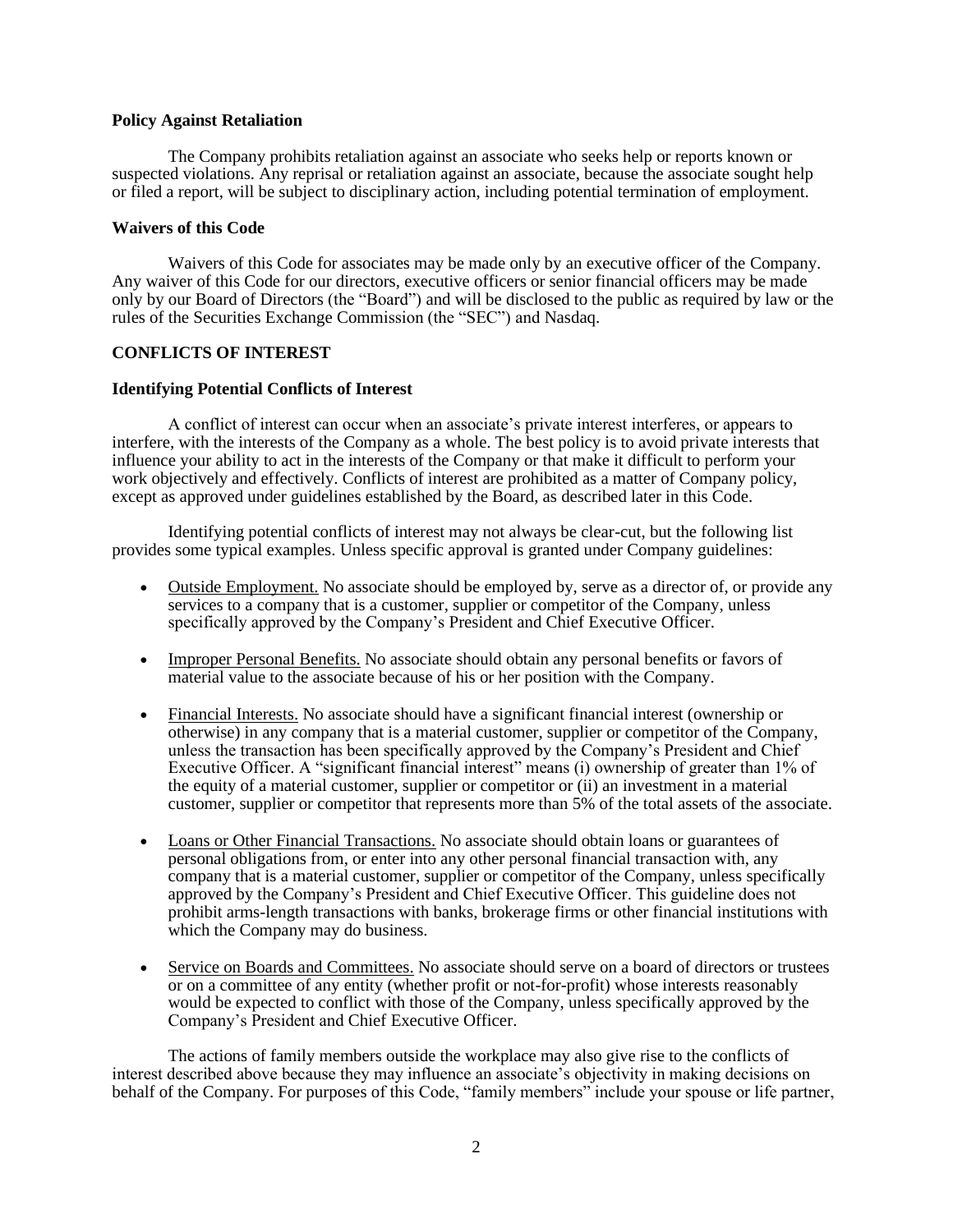**Policy Against Retaliation**

The Company prohibits retaliation against an associate who seeks help or reports known or suspected violations. Any reprisal or retaliation against an associate, because the associate sought help or filed a report, will be subject to disciplinary action, including potential termination of employment.

**Waivers of this Code**

Waivers of this Code for associates may be made only by an executive officer of the Company. Any waiver of this Code for our directors, executive officers or senior financial officers may be made only by our Board of Directors (the "Board") and will be disclosed to the public as required by law or the rules of the Securities Exchange Commission (the "SEC") and Nasdaq.

**CONFLICTS OF INTEREST**

**Identifying Potential Conflicts of Interest**

A conflict of interest can occur when an associate's private interest interferes, or appears to interfere, with the interests of the Company as a whole. The best policy is to avoid private interests that influence your ability to act in the interests of the Company or that make it difficult to perform your work objectively and effectively. Conflicts of interest are prohibited as a matter of Company policy, except as approved under guidelines established by the Board, as described later in this Code.

Identifying potential conflicts of interest may not always be clear-cut, but the following list provides some typical examples. Unless specific approval is granted under Company guidelines:

- Outside Employment. No associate should be employed by, serve as a director of, or provide any services to a company that is a customer, supplier or competitor of the Company, unless specifically approved by the Company's President and Chief Executive Officer.

- Improper Personal Benefits. No associate should obtain any personal benefits or favors of material value to the associate because of his or her position with the Company.

- Financial Interests. No associate should have a significant financial interest (ownership or otherwise) in any company that is a material customer, supplier or competitor of the Company, unless the transaction has been specifically approved by the Company's President and Chief Executive Officer. A "significant financial interest" means (i) ownership of greater than 1% of the equity of a material customer, supplier or competitor or (ii) an investment in a material customer, supplier or competitor that represents more than 5% of the total assets of the associate.

- Loans or Other Financial Transactions. No associate should obtain loans or guarantees of personal obligations from, or enter into any other personal financial transaction with, any company that is a material customer, supplier or competitor of the Company, unless specifically approved by the Company's President and Chief Executive Officer. This guideline does not prohibit arms-length transactions with banks, brokerage firms or other financial institutions with which the Company may do business.

- Service on Boards and Committees. No associate should serve on a board of directors or trustees or on a committee of any entity (whether profit or not-for-profit) whose interests reasonably would be expected to conflict with those of the Company, unless specifically approved by the Company's President and Chief Executive Officer.

The actions of family members outside the workplace may also give rise to the conflicts of interest described above because they may influence an associate's objectivity in making decisions on behalf of the Company. For purposes of this Code, "family members" include your spouse or life partner,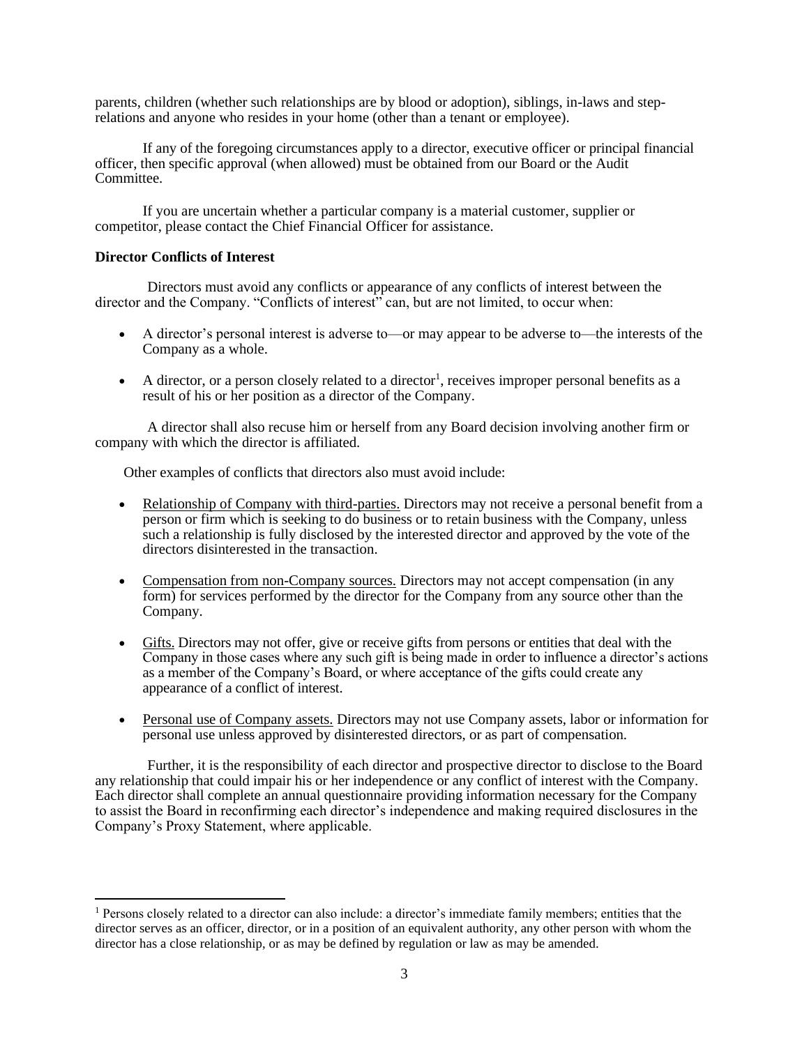parents, children (whether such relationships are by blood or adoption), siblings, in-laws and step-relations and anyone who resides in your home (other than a tenant or employee).

If any of the foregoing circumstances apply to a director, executive officer or principal financial officer, then specific approval (when allowed) must be obtained from our Board or the Audit Committee.

If you are uncertain whether a particular company is a material customer, supplier or competitor, please contact the Chief Financial Officer for assistance.

**Director Conflicts of Interest**

Directors must avoid any conflicts or appearance of any conflicts of interest between the director and the Company. "Conflicts of interest" can, but are not limited, to occur when:

- A director's personal interest is adverse to—or may appear to be adverse to—the interests of the Company as a whole.
- A director, or a person closely related to a director[1], receives improper personal benefits as a result of his or her position as a director of the Company.

A director shall also recuse him or herself from any Board decision involving another firm or company with which the director is affiliated.

Other examples of conflicts that directors also must avoid include:

- Relationship of Company with third-parties. Directors may not receive a personal benefit from a person or firm which is seeking to do business or to retain business with the Company, unless such a relationship is fully disclosed by the interested director and approved by the vote of the directors disinterested in the transaction.
- Compensation from non-Company sources. Directors may not accept compensation (in any form) for services performed by the director for the Company from any source other than the Company.
- Gifts. Directors may not offer, give or receive gifts from persons or entities that deal with the Company in those cases where any such gift is being made in order to influence a director's actions as a member of the Company's Board, or where acceptance of the gifts could create any appearance of a conflict of interest.
- Personal use of Company assets. Directors may not use Company assets, labor or information for personal use unless approved by disinterested directors, or as part of compensation.

Further, it is the responsibility of each director and prospective director to disclose to the Board any relationship that could impair his or her independence or any conflict of interest with the Company. Each director shall complete an annual questionnaire providing information necessary for the Company to assist the Board in reconfirming each director's independence and making required disclosures in the Company's Proxy Statement, where applicable.

[1] Persons closely related to a director can also include: a director's immediate family members; entities that the director serves as an officer, director, or in a position of an equivalent authority, any other person with whom the director has a close relationship, or as may be defined by regulation or law as may be amended.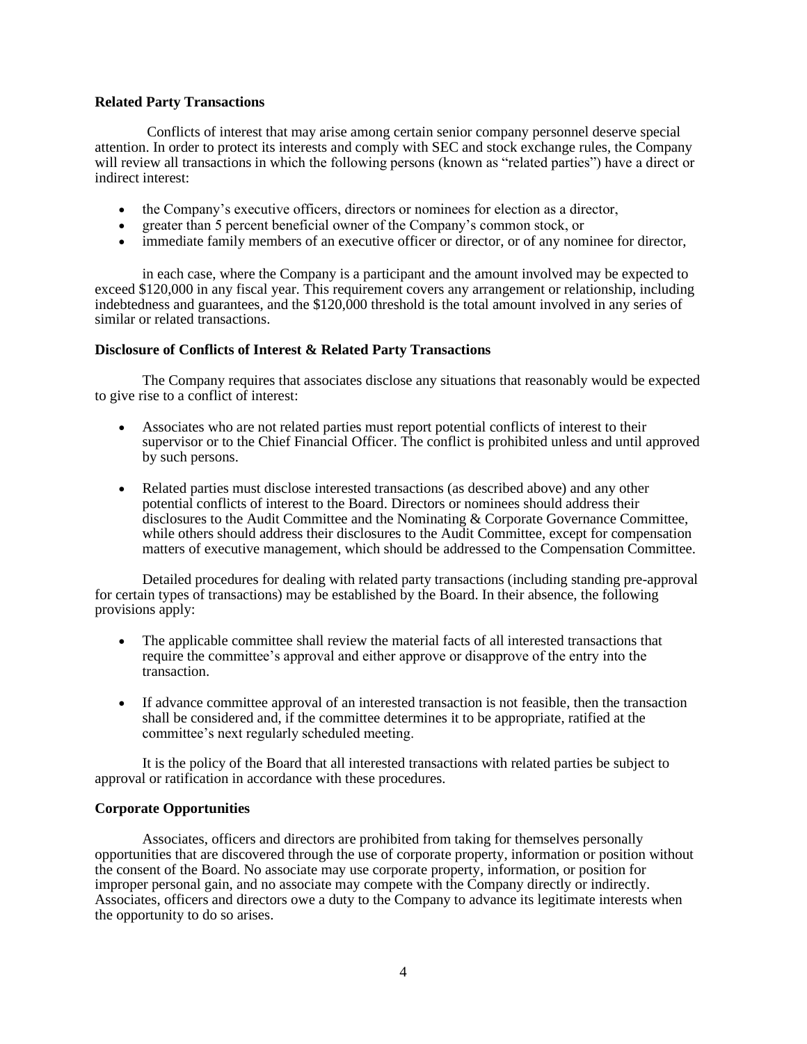**Related Party Transactions**

Conflicts of interest that may arise among certain senior company personnel deserve special attention. In order to protect its interests and comply with SEC and stock exchange rules, the Company will review all transactions in which the following persons (known as "related parties") have a direct or indirect interest:

- the Company's executive officers, directors or nominees for election as a director,
- greater than 5 percent beneficial owner of the Company's common stock, or
- immediate family members of an executive officer or director, or of any nominee for director,

in each case, where the Company is a participant and the amount involved may be expected to exceed \$120,000 in any fiscal year. This requirement covers any arrangement or relationship, including indebtedness and guarantees, and the \$120,000 threshold is the total amount involved in any series of similar or related transactions.

**Disclosure of Conflicts of Interest & Related Party Transactions**

The Company requires that associates disclose any situations that reasonably would be expected to give rise to a conflict of interest:

- Associates who are not related parties must report potential conflicts of interest to their supervisor or to the Chief Financial Officer. The conflict is prohibited unless and until approved by such persons.

- Related parties must disclose interested transactions (as described above) and any other potential conflicts of interest to the Board. Directors or nominees should address their disclosures to the Audit Committee and the Nominating & Corporate Governance Committee, while others should address their disclosures to the Audit Committee, except for compensation matters of executive management, which should be addressed to the Compensation Committee.

Detailed procedures for dealing with related party transactions (including standing pre-approval for certain types of transactions) may be established by the Board. In their absence, the following provisions apply:

- The applicable committee shall review the material facts of all interested transactions that require the committee's approval and either approve or disapprove of the entry into the transaction.

- If advance committee approval of an interested transaction is not feasible, then the transaction shall be considered and, if the committee determines it to be appropriate, ratified at the committee's next regularly scheduled meeting.

It is the policy of the Board that all interested transactions with related parties be subject to approval or ratification in accordance with these procedures.

**Corporate Opportunities**

Associates, officers and directors are prohibited from taking for themselves personally opportunities that are discovered through the use of corporate property, information or position without the consent of the Board. No associate may use corporate property, information, or position for improper personal gain, and no associate may compete with the Company directly or indirectly. Associates, officers and directors owe a duty to the Company to advance its legitimate interests when the opportunity to do so arises.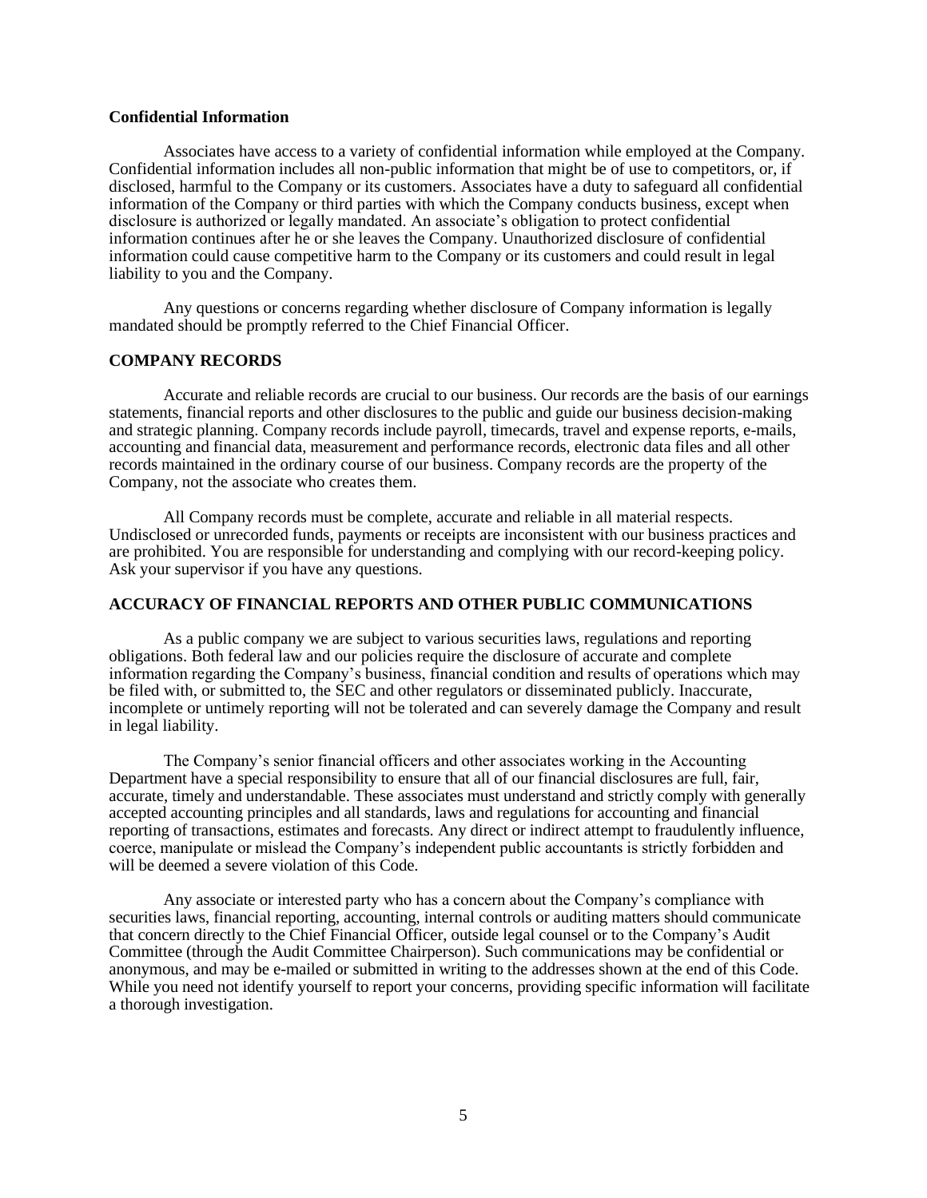### Confidential Information

Associates have access to a variety of confidential information while employed at the Company. Confidential information includes all non-public information that might be of use to competitors, or, if disclosed, harmful to the Company or its customers. Associates have a duty to safeguard all confidential information of the Company or third parties with which the Company conducts business, except when disclosure is authorized or legally mandated. An associate's obligation to protect confidential information continues after he or she leaves the Company. Unauthorized disclosure of confidential information could cause competitive harm to the Company or its customers and could result in legal liability to you and the Company.

Any questions or concerns regarding whether disclosure of Company information is legally mandated should be promptly referred to the Chief Financial Officer.

## COMPANY RECORDS

Accurate and reliable records are crucial to our business. Our records are the basis of our earnings statements, financial reports and other disclosures to the public and guide our business decision-making and strategic planning. Company records include payroll, timecards, travel and expense reports, e-mails, accounting and financial data, measurement and performance records, electronic data files and all other records maintained in the ordinary course of our business. Company records are the property of the Company, not the associate who creates them.

All Company records must be complete, accurate and reliable in all material respects. Undisclosed or unrecorded funds, payments or receipts are inconsistent with our business practices and are prohibited. You are responsible for understanding and complying with our record-keeping policy. Ask your supervisor if you have any questions.

## ACCURACY OF FINANCIAL REPORTS AND OTHER PUBLIC COMMUNICATIONS

As a public company we are subject to various securities laws, regulations and reporting obligations. Both federal law and our policies require the disclosure of accurate and complete information regarding the Company's business, financial condition and results of operations which may be filed with, or submitted to, the SEC and other regulators or disseminated publicly. Inaccurate, incomplete or untimely reporting will not be tolerated and can severely damage the Company and result in legal liability.

The Company's senior financial officers and other associates working in the Accounting Department have a special responsibility to ensure that all of our financial disclosures are full, fair, accurate, timely and understandable. These associates must understand and strictly comply with generally accepted accounting principles and all standards, laws and regulations for accounting and financial reporting of transactions, estimates and forecasts. Any direct or indirect attempt to fraudulently influence, coerce, manipulate or mislead the Company's independent public accountants is strictly forbidden and will be deemed a severe violation of this Code.

Any associate or interested party who has a concern about the Company's compliance with securities laws, financial reporting, accounting, internal controls or auditing matters should communicate that concern directly to the Chief Financial Officer, outside legal counsel or to the Company's Audit Committee (through the Audit Committee Chairperson). Such communications may be confidential or anonymous, and may be e-mailed or submitted in writing to the addresses shown at the end of this Code. While you need not identify yourself to report your concerns, providing specific information will facilitate a thorough investigation.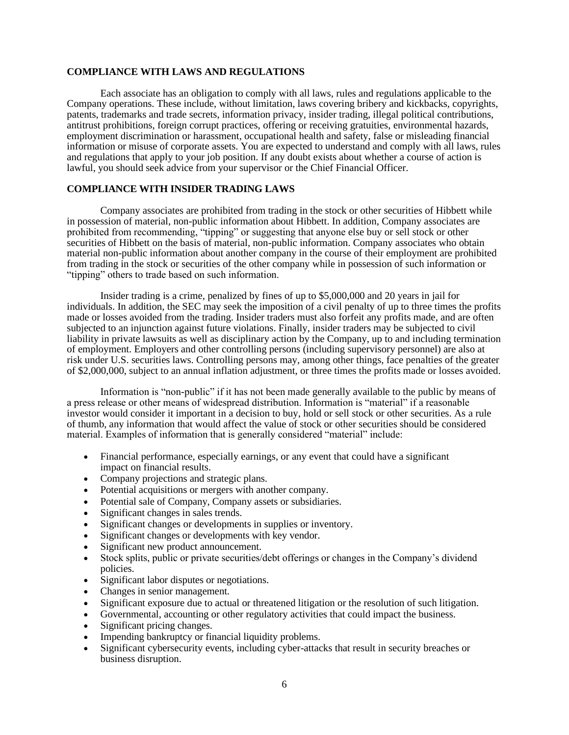## COMPLIANCE WITH LAWS AND REGULATIONS

Each associate has an obligation to comply with all laws, rules and regulations applicable to the Company operations. These include, without limitation, laws covering bribery and kickbacks, copyrights, patents, trademarks and trade secrets, information privacy, insider trading, illegal political contributions, antitrust prohibitions, foreign corrupt practices, offering or receiving gratuities, environmental hazards, employment discrimination or harassment, occupational health and safety, false or misleading financial information or misuse of corporate assets. You are expected to understand and comply with all laws, rules and regulations that apply to your job position. If any doubt exists about whether a course of action is lawful, you should seek advice from your supervisor or the Chief Financial Officer.

## COMPLIANCE WITH INSIDER TRADING LAWS

Company associates are prohibited from trading in the stock or other securities of Hibbett while in possession of material, non-public information about Hibbett. In addition, Company associates are prohibited from recommending, "tipping" or suggesting that anyone else buy or sell stock or other securities of Hibbett on the basis of material, non-public information. Company associates who obtain material non-public information about another company in the course of their employment are prohibited from trading in the stock or securities of the other company while in possession of such information or "tipping" others to trade based on such information.

Insider trading is a crime, penalized by fines of up to $5,000,000 and 20 years in jail for individuals. In addition, the SEC may seek the imposition of a civil penalty of up to three times the profits made or losses avoided from the trading. Insider traders must also forfeit any profits made, and are often subjected to an injunction against future violations. Finally, insider traders may be subjected to civil liability in private lawsuits as well as disciplinary action by the Company, up to and including termination of employment. Employers and other controlling persons (including supervisory personnel) are also at risk under U.S. securities laws. Controlling persons may, among other things, face penalties of the greater of $2,000,000, subject to an annual inflation adjustment, or three times the profits made or losses avoided.

Information is "non-public" if it has not been made generally available to the public by means of a press release or other means of widespread distribution. Information is "material" if a reasonable investor would consider it important in a decision to buy, hold or sell stock or other securities. As a rule of thumb, any information that would affect the value of stock or other securities should be considered material. Examples of information that is generally considered "material" include:

- Financial performance, especially earnings, or any event that could have a significant impact on financial results.
- Company projections and strategic plans.
- Potential acquisitions or mergers with another company.
- Potential sale of Company, Company assets or subsidiaries.
- Significant changes in sales trends.
- Significant changes or developments in supplies or inventory.
- Significant changes or developments with key vendor.
- Significant new product announcement.
- Stock splits, public or private securities/debt offerings or changes in the Company's dividend policies.
- Significant labor disputes or negotiations.
- Changes in senior management.
- Significant exposure due to actual or threatened litigation or the resolution of such litigation.
- Governmental, accounting or other regulatory activities that could impact the business.
- Significant pricing changes.
- Impending bankruptcy or financial liquidity problems.
- Significant cybersecurity events, including cyber-attacks that result in security breaches or business disruption.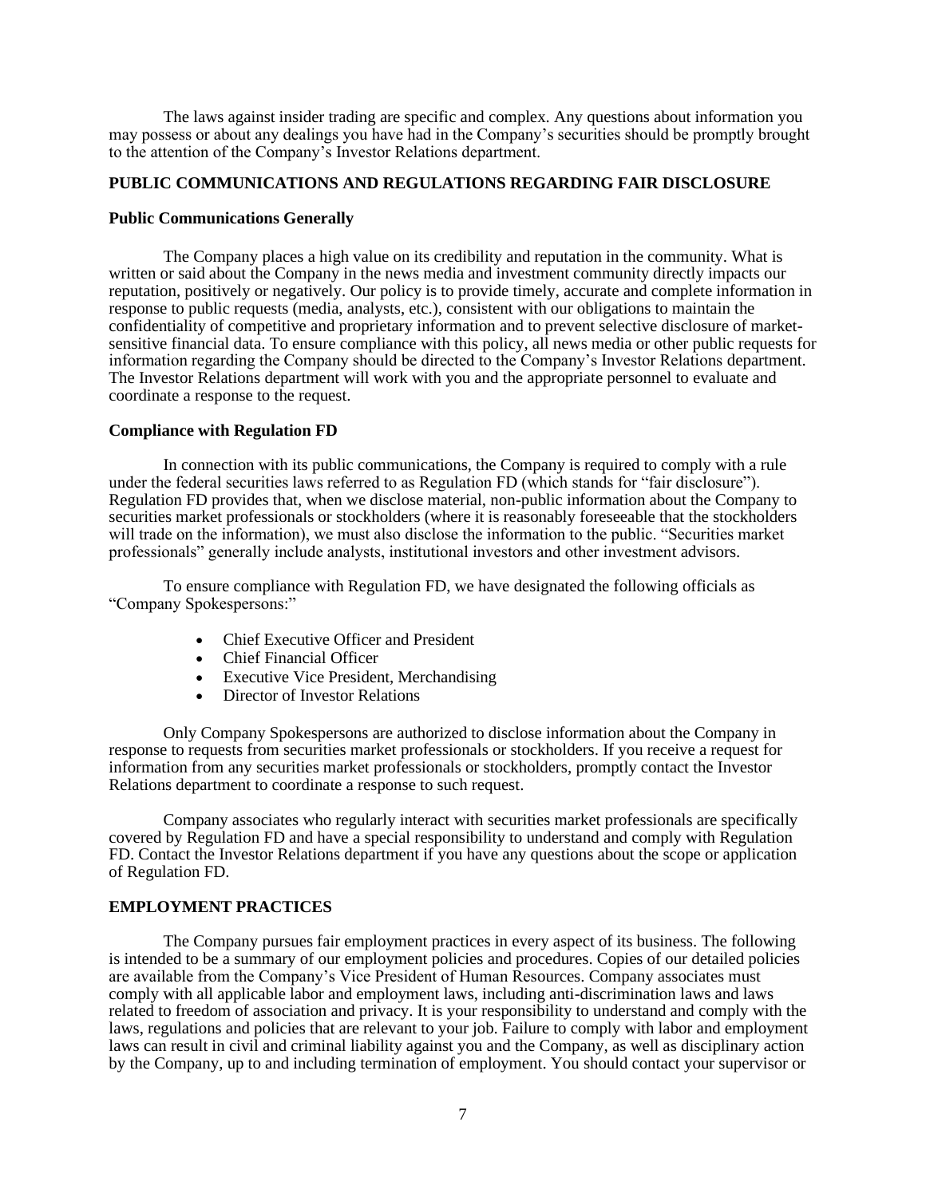The laws against insider trading are specific and complex. Any questions about information you may possess or about any dealings you have had in the Company's securities should be promptly brought to the attention of the Company's Investor Relations department.

## PUBLIC COMMUNICATIONS AND REGULATIONS REGARDING FAIR DISCLOSURE

### Public Communications Generally

The Company places a high value on its credibility and reputation in the community. What is written or said about the Company in the news media and investment community directly impacts our reputation, positively or negatively. Our policy is to provide timely, accurate and complete information in response to public requests (media, analysts, etc.), consistent with our obligations to maintain the confidentiality of competitive and proprietary information and to prevent selective disclosure of market-sensitive financial data. To ensure compliance with this policy, all news media or other public requests for information regarding the Company should be directed to the Company's Investor Relations department. The Investor Relations department will work with you and the appropriate personnel to evaluate and coordinate a response to the request.

### Compliance with Regulation FD

In connection with its public communications, the Company is required to comply with a rule under the federal securities laws referred to as Regulation FD (which stands for "fair disclosure"). Regulation FD provides that, when we disclose material, non-public information about the Company to securities market professionals or stockholders (where it is reasonably foreseeable that the stockholders will trade on the information), we must also disclose the information to the public. "Securities market professionals" generally include analysts, institutional investors and other investment advisors.

To ensure compliance with Regulation FD, we have designated the following officials as "Company Spokespersons:"

- Chief Executive Officer and President
- Chief Financial Officer
- Executive Vice President, Merchandising
- Director of Investor Relations

Only Company Spokespersons are authorized to disclose information about the Company in response to requests from securities market professionals or stockholders. If you receive a request for information from any securities market professionals or stockholders, promptly contact the Investor Relations department to coordinate a response to such request.

Company associates who regularly interact with securities market professionals are specifically covered by Regulation FD and have a special responsibility to understand and comply with Regulation FD. Contact the Investor Relations department if you have any questions about the scope or application of Regulation FD.

## EMPLOYMENT PRACTICES

The Company pursues fair employment practices in every aspect of its business. The following is intended to be a summary of our employment policies and procedures. Copies of our detailed policies are available from the Company's Vice President of Human Resources. Company associates must comply with all applicable labor and employment laws, including anti-discrimination laws and laws related to freedom of association and privacy. It is your responsibility to understand and comply with the laws, regulations and policies that are relevant to your job. Failure to comply with labor and employment laws can result in civil and criminal liability against you and the Company, as well as disciplinary action by the Company, up to and including termination of employment. You should contact your supervisor or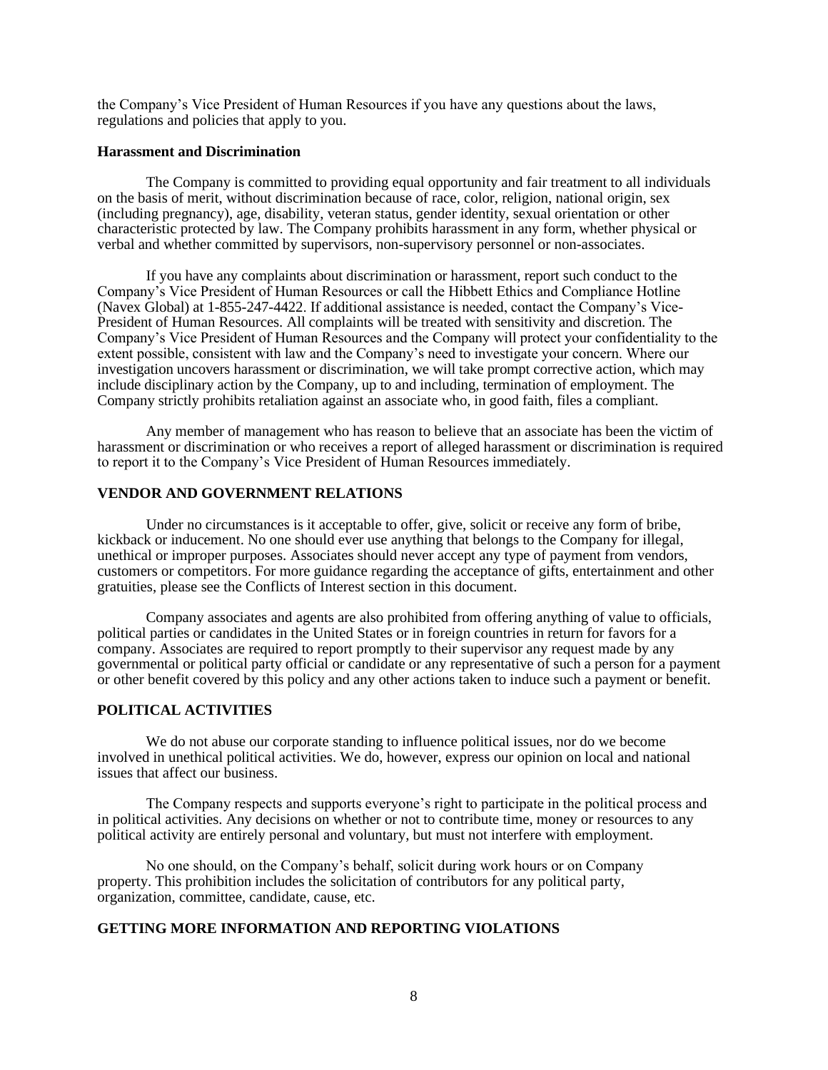the Company's Vice President of Human Resources if you have any questions about the laws, regulations and policies that apply to you.

**Harassment and Discrimination**

The Company is committed to providing equal opportunity and fair treatment to all individuals on the basis of merit, without discrimination because of race, color, religion, national origin, sex (including pregnancy), age, disability, veteran status, gender identity, sexual orientation or other characteristic protected by law. The Company prohibits harassment in any form, whether physical or verbal and whether committed by supervisors, non-supervisory personnel or non-associates.

If you have any complaints about discrimination or harassment, report such conduct to the Company's Vice President of Human Resources or call the Hibbett Ethics and Compliance Hotline (Navex Global) at 1-855-247-4422. If additional assistance is needed, contact the Company's Vice-President of Human Resources. All complaints will be treated with sensitivity and discretion. The Company's Vice President of Human Resources and the Company will protect your confidentiality to the extent possible, consistent with law and the Company's need to investigate your concern. Where our investigation uncovers harassment or discrimination, we will take prompt corrective action, which may include disciplinary action by the Company, up to and including, termination of employment. The Company strictly prohibits retaliation against an associate who, in good faith, files a compliant.

Any member of management who has reason to believe that an associate has been the victim of harassment or discrimination or who receives a report of alleged harassment or discrimination is required to report it to the Company's Vice President of Human Resources immediately.

## VENDOR AND GOVERNMENT RELATIONS

Under no circumstances is it acceptable to offer, give, solicit or receive any form of bribe, kickback or inducement. No one should ever use anything that belongs to the Company for illegal, unethical or improper purposes. Associates should never accept any type of payment from vendors, customers or competitors. For more guidance regarding the acceptance of gifts, entertainment and other gratuities, please see the Conflicts of Interest section in this document.

Company associates and agents are also prohibited from offering anything of value to officials, political parties or candidates in the United States or in foreign countries in return for favors for a company. Associates are required to report promptly to their supervisor any request made by any governmental or political party official or candidate or any representative of such a person for a payment or other benefit covered by this policy and any other actions taken to induce such a payment or benefit.

## POLITICAL ACTIVITIES

We do not abuse our corporate standing to influence political issues, nor do we become involved in unethical political activities. We do, however, express our opinion on local and national issues that affect our business.

The Company respects and supports everyone's right to participate in the political process and in political activities. Any decisions on whether or not to contribute time, money or resources to any political activity are entirely personal and voluntary, but must not interfere with employment.

No one should, on the Company's behalf, solicit during work hours or on Company property. This prohibition includes the solicitation of contributors for any political party, organization, committee, candidate, cause, etc.

## GETTING MORE INFORMATION AND REPORTING VIOLATIONS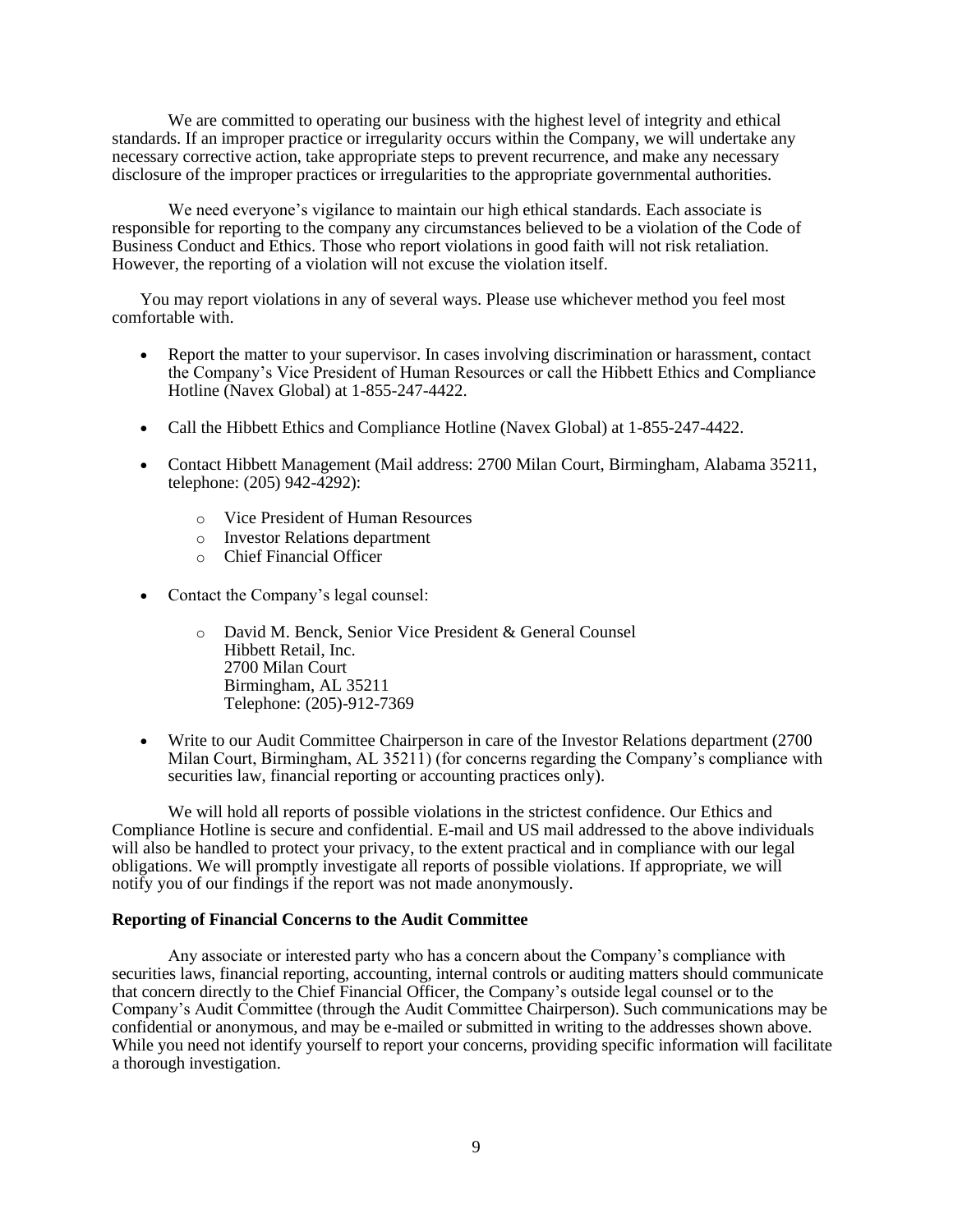We are committed to operating our business with the highest level of integrity and ethical standards. If an improper practice or irregularity occurs within the Company, we will undertake any necessary corrective action, take appropriate steps to prevent recurrence, and make any necessary disclosure of the improper practices or irregularities to the appropriate governmental authorities.

We need everyone's vigilance to maintain our high ethical standards. Each associate is responsible for reporting to the company any circumstances believed to be a violation of the Code of Business Conduct and Ethics. Those who report violations in good faith will not risk retaliation. However, the reporting of a violation will not excuse the violation itself.

You may report violations in any of several ways. Please use whichever method you feel most comfortable with.

- Report the matter to your supervisor. In cases involving discrimination or harassment, contact the Company's Vice President of Human Resources or call the Hibbett Ethics and Compliance Hotline (Navex Global) at 1-855-247-4422.
- Call the Hibbett Ethics and Compliance Hotline (Navex Global) at 1-855-247-4422.
- Contact Hibbett Management (Mail address: 2700 Milan Court, Birmingham, Alabama 35211, telephone: (205) 942-4292):
  - Vice President of Human Resources
  - Investor Relations department
  - Chief Financial Officer
- Contact the Company's legal counsel:
  - David M. Benck, Senior Vice President & General Counsel
    Hibbett Retail, Inc.
    2700 Milan Court
    Birmingham, AL 35211
    Telephone: (205)-912-7369
- Write to our Audit Committee Chairperson in care of the Investor Relations department (2700 Milan Court, Birmingham, AL 35211) (for concerns regarding the Company's compliance with securities law, financial reporting or accounting practices only).

We will hold all reports of possible violations in the strictest confidence. Our Ethics and Compliance Hotline is secure and confidential. E-mail and US mail addressed to the above individuals will also be handled to protect your privacy, to the extent practical and in compliance with our legal obligations. We will promptly investigate all reports of possible violations. If appropriate, we will notify you of our findings if the report was not made anonymously.

**Reporting of Financial Concerns to the Audit Committee**

Any associate or interested party who has a concern about the Company's compliance with securities laws, financial reporting, accounting, internal controls or auditing matters should communicate that concern directly to the Chief Financial Officer, the Company's outside legal counsel or to the Company's Audit Committee (through the Audit Committee Chairperson). Such communications may be confidential or anonymous, and may be e-mailed or submitted in writing to the addresses shown above. While you need not identify yourself to report your concerns, providing specific information will facilitate a thorough investigation.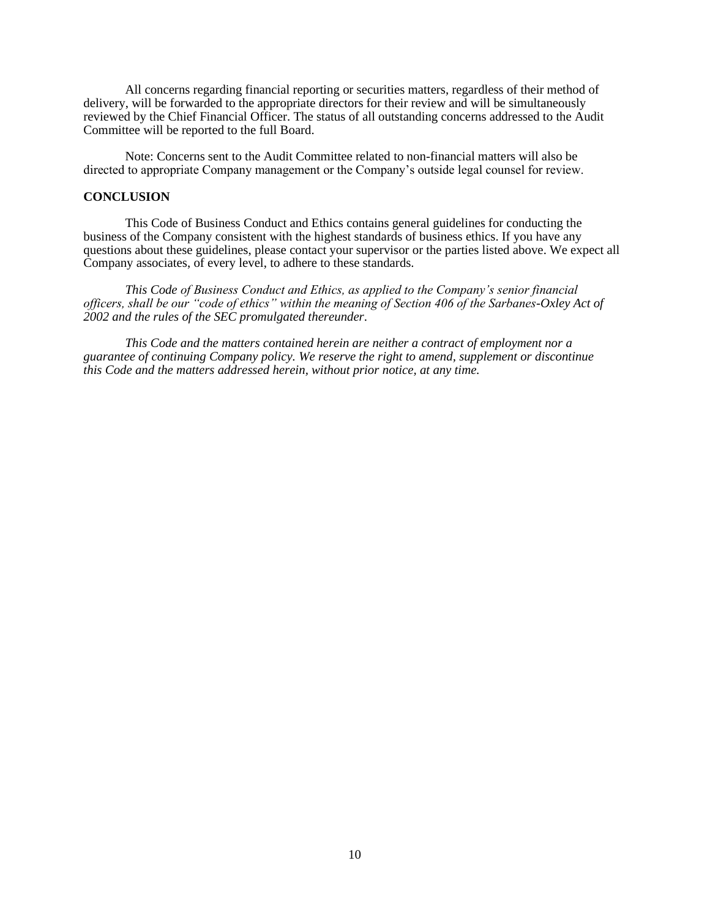All concerns regarding financial reporting or securities matters, regardless of their method of delivery, will be forwarded to the appropriate directors for their review and will be simultaneously reviewed by the Chief Financial Officer. The status of all outstanding concerns addressed to the Audit Committee will be reported to the full Board.

Note: Concerns sent to the Audit Committee related to non-financial matters will also be directed to appropriate Company management or the Company's outside legal counsel for review.

**CONCLUSION**

This Code of Business Conduct and Ethics contains general guidelines for conducting the business of the Company consistent with the highest standards of business ethics. If you have any questions about these guidelines, please contact your supervisor or the parties listed above. We expect all Company associates, of every level, to adhere to these standards.

*This Code of Business Conduct and Ethics, as applied to the Company's senior financial officers, shall be our "code of ethics" within the meaning of Section 406 of the Sarbanes-Oxley Act of 2002 and the rules of the SEC promulgated thereunder.*

*This Code and the matters contained herein are neither a contract of employment nor a guarantee of continuing Company policy. We reserve the right to amend, supplement or discontinue this Code and the matters addressed herein, without prior notice, at any time.*